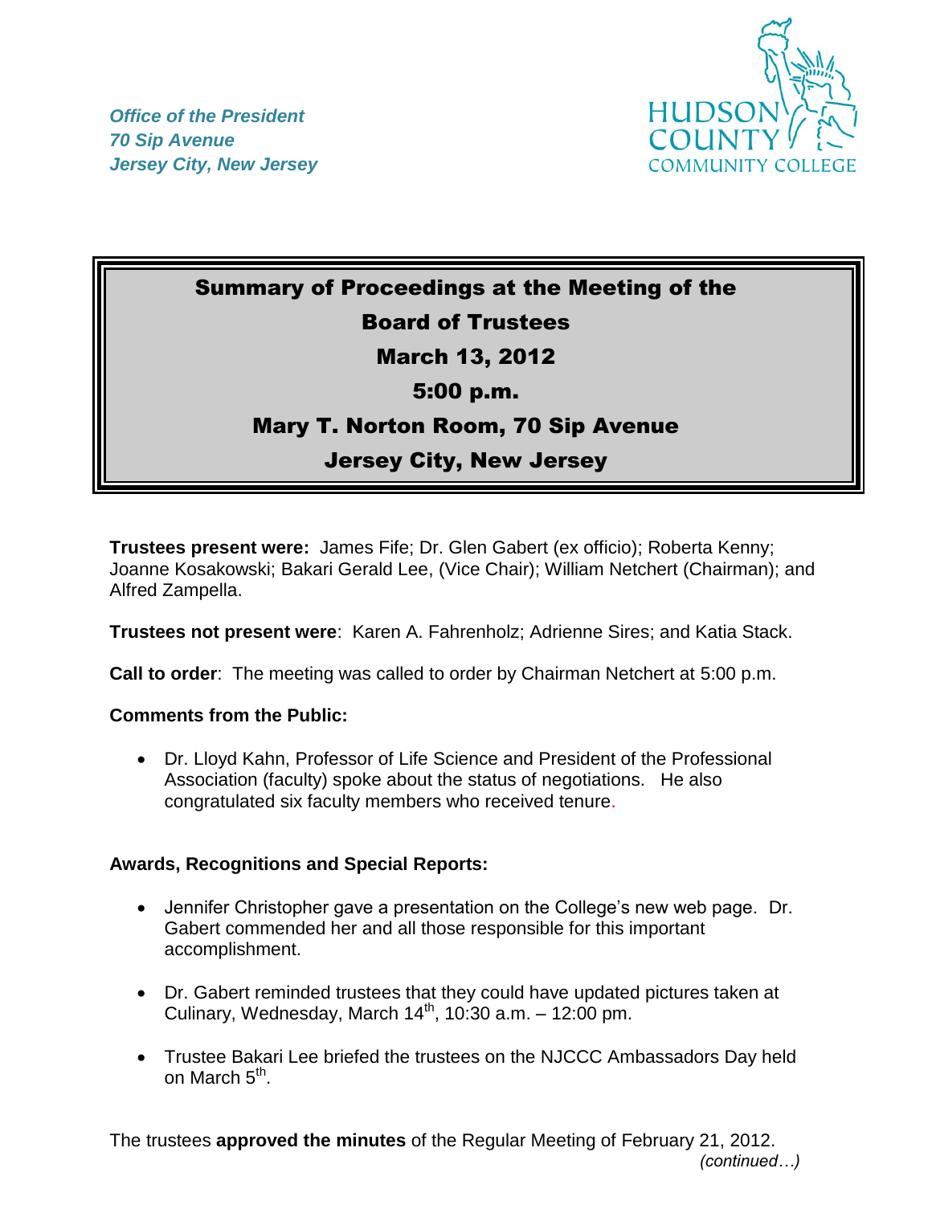*Office of the President*
*70 Sip Avenue*
*Jersey City, New Jersey*

HUDSON COUNTY COMMUNITY COLLEGE

# Summary of Proceedings at the Meeting of the Board of Trustees
## March 13, 2012
## 5:00 p.m.
## Mary T. Norton Room, 70 Sip Avenue
## Jersey City, New Jersey

**Trustees present were:** James Fife; Dr. Glen Gabert (ex officio); Roberta Kenny; Joanne Kosakowski; Bakari Gerald Lee, (Vice Chair); William Netchert (Chairman); and Alfred Zampella.

**Trustees not present were**: Karen A. Fahrenholz; Adrienne Sires; and Katia Stack.

**Call to order**: The meeting was called to order by Chairman Netchert at 5:00 p.m.

**Comments from the Public:**

- Dr. Lloyd Kahn, Professor of Life Science and President of the Professional Association (faculty) spoke about the status of negotiations. He also congratulated six faculty members who received tenure.

**Awards, Recognitions and Special Reports:**

- Jennifer Christopher gave a presentation on the College's new web page. Dr. Gabert commended her and all those responsible for this important accomplishment.
- Dr. Gabert reminded trustees that they could have updated pictures taken at Culinary, Wednesday, March 14th, 10:30 a.m. – 12:00 pm.
- Trustee Bakari Lee briefed the trustees on the NJCCC Ambassadors Day held on March 5th.

The trustees **approved the minutes** of the Regular Meeting of February 21, 2012.

*(continued…)*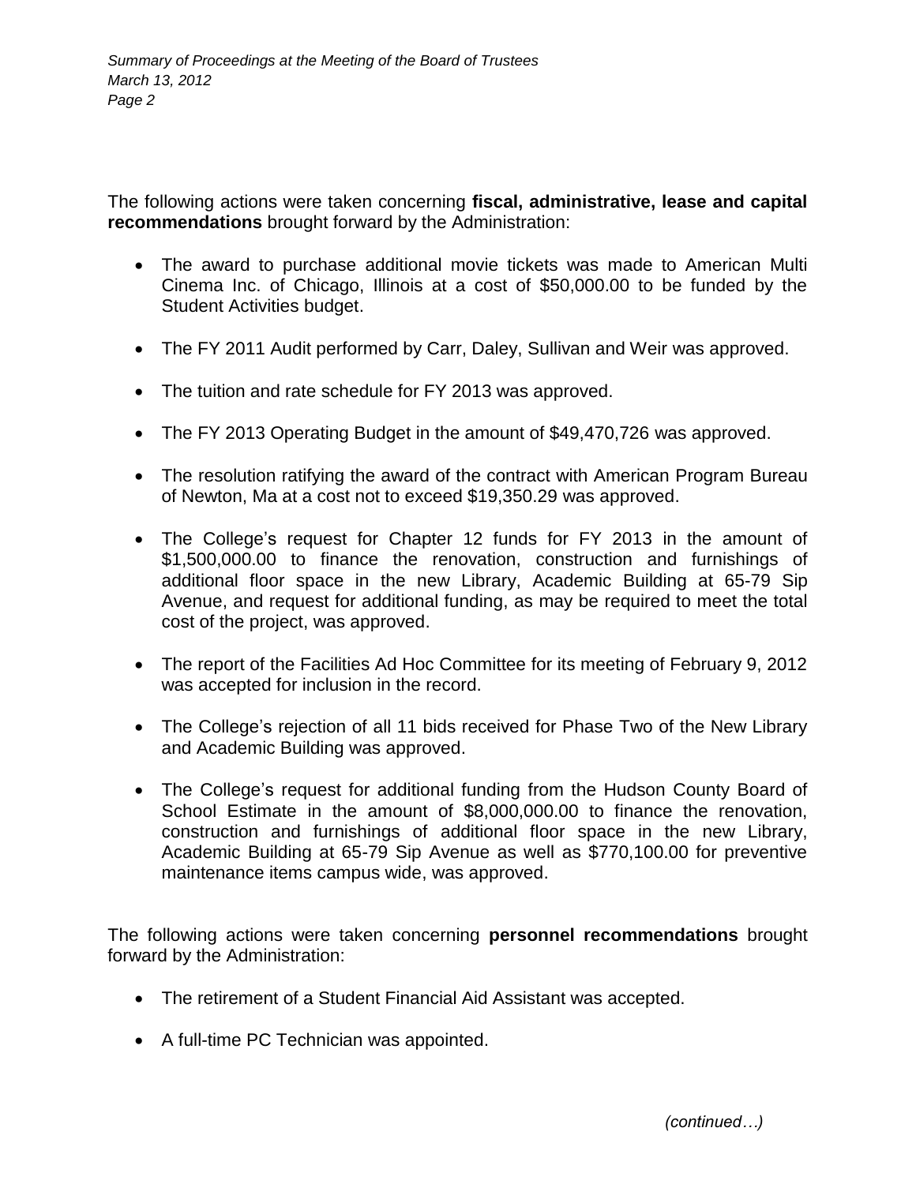The following actions were taken concerning **fiscal, administrative, lease and capital recommendations** brought forward by the Administration:

- The award to purchase additional movie tickets was made to American Multi Cinema Inc. of Chicago, Illinois at a cost of $50,000.00 to be funded by the Student Activities budget.
- The FY 2011 Audit performed by Carr, Daley, Sullivan and Weir was approved.
- The tuition and rate schedule for FY 2013 was approved.
- The FY 2013 Operating Budget in the amount of $49,470,726 was approved.
- The resolution ratifying the award of the contract with American Program Bureau of Newton, Ma at a cost not to exceed $19,350.29 was approved.
- The College's request for Chapter 12 funds for FY 2013 in the amount of $1,500,000.00 to finance the renovation, construction and furnishings of additional floor space in the new Library, Academic Building at 65-79 Sip Avenue, and request for additional funding, as may be required to meet the total cost of the project, was approved.
- The report of the Facilities Ad Hoc Committee for its meeting of February 9, 2012 was accepted for inclusion in the record.
- The College's rejection of all 11 bids received for Phase Two of the New Library and Academic Building was approved.
- The College's request for additional funding from the Hudson County Board of School Estimate in the amount of $8,000,000.00 to finance the renovation, construction and furnishings of additional floor space in the new Library, Academic Building at 65-79 Sip Avenue as well as $770,100.00 for preventive maintenance items campus wide, was approved.

The following actions were taken concerning **personnel recommendations** brought forward by the Administration:

- The retirement of a Student Financial Aid Assistant was accepted.
- A full-time PC Technician was appointed.

*(continued…)*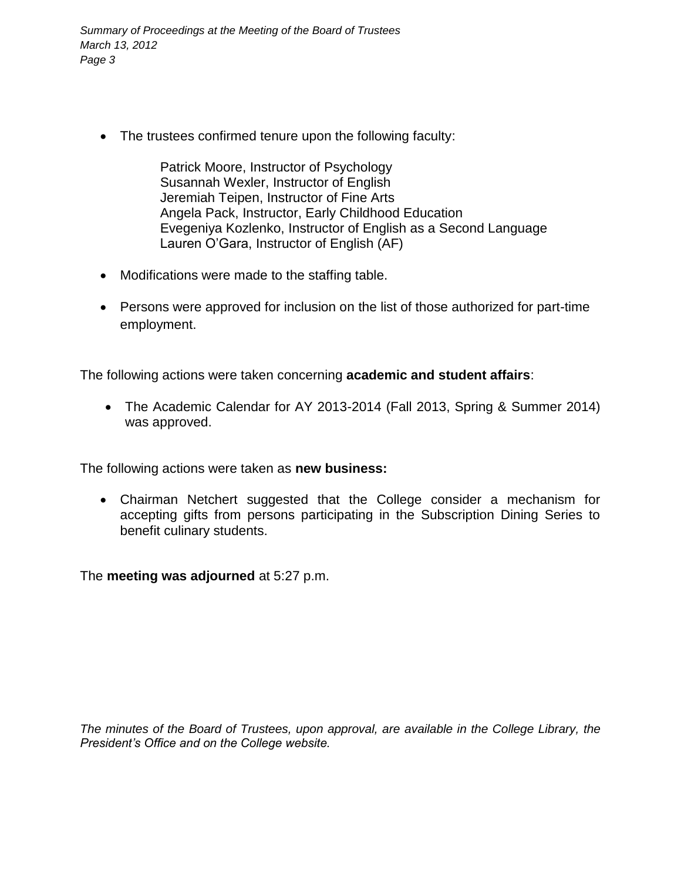- The trustees confirmed tenure upon the following faculty:

  Patrick Moore, Instructor of Psychology
  Susannah Wexler, Instructor of English
  Jeremiah Teipen, Instructor of Fine Arts
  Angela Pack, Instructor, Early Childhood Education
  Evegeniya Kozlenko, Instructor of English as a Second Language
  Lauren O'Gara, Instructor of English (AF)

- Modifications were made to the staffing table.

- Persons were approved for inclusion on the list of those authorized for part-time employment.

The following actions were taken concerning **academic and student affairs**:

- The Academic Calendar for AY 2013-2014 (Fall 2013, Spring & Summer 2014) was approved.

The following actions were taken as **new business:**

- Chairman Netchert suggested that the College consider a mechanism for accepting gifts from persons participating in the Subscription Dining Series to benefit culinary students.

The **meeting was adjourned** at 5:27 p.m.

*The minutes of the Board of Trustees, upon approval, are available in the College Library, the President's Office and on the College website.*